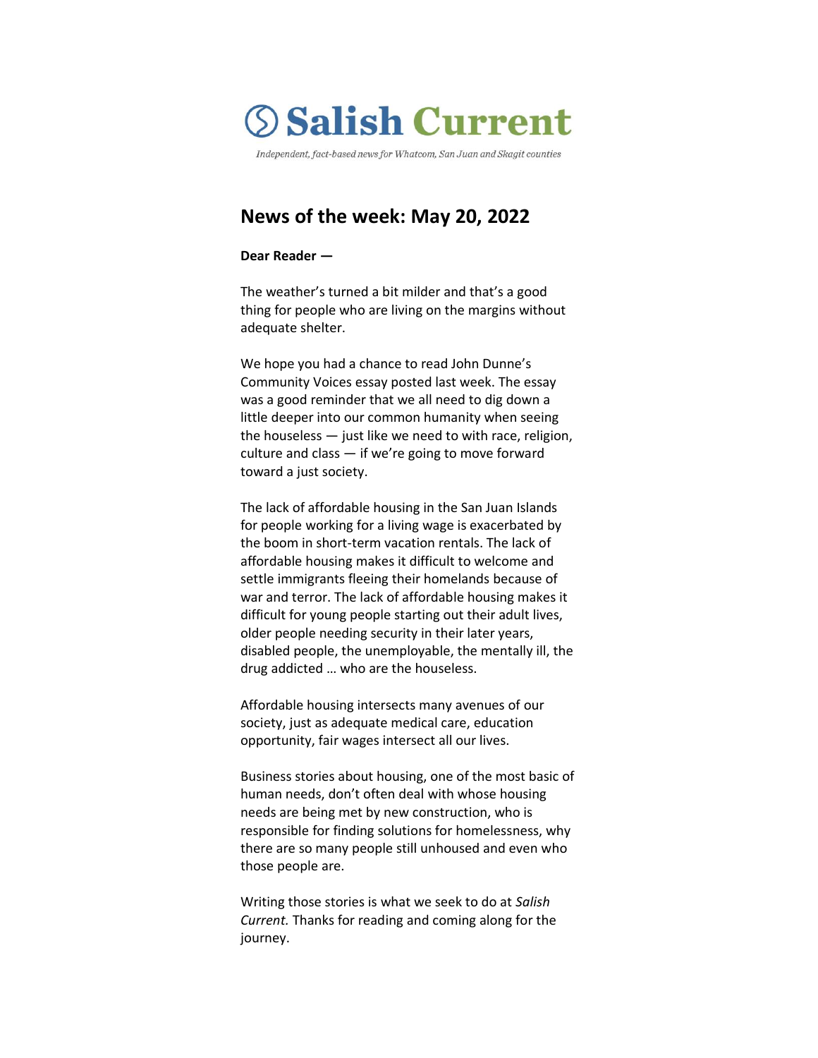# Salish Current

*Independent, fact-based news for Whatcom, San Juan and Skagit counties*

## News of the week: May 20, 2022

**Dear Reader —**

The weather's turned a bit milder and that's a good thing for people who are living on the margins without adequate shelter.

We hope you had a chance to read John Dunne's Community Voices essay posted last week. The essay was a good reminder that we all need to dig down a little deeper into our common humanity when seeing the houseless — just like we need to with race, religion, culture and class — if we're going to move forward toward a just society.

The lack of affordable housing in the San Juan Islands for people working for a living wage is exacerbated by the boom in short-term vacation rentals. The lack of affordable housing makes it difficult to welcome and settle immigrants fleeing their homelands because of war and terror. The lack of affordable housing makes it difficult for young people starting out their adult lives, older people needing security in their later years, disabled people, the unemployable, the mentally ill, the drug addicted … who are the houseless.

Affordable housing intersects many avenues of our society, just as adequate medical care, education opportunity, fair wages intersect all our lives.

Business stories about housing, one of the most basic of human needs, don't often deal with whose housing needs are being met by new construction, who is responsible for finding solutions for homelessness, why there are so many people still unhoused and even who those people are.

Writing those stories is what we seek to do at *Salish Current.* Thanks for reading and coming along for the journey.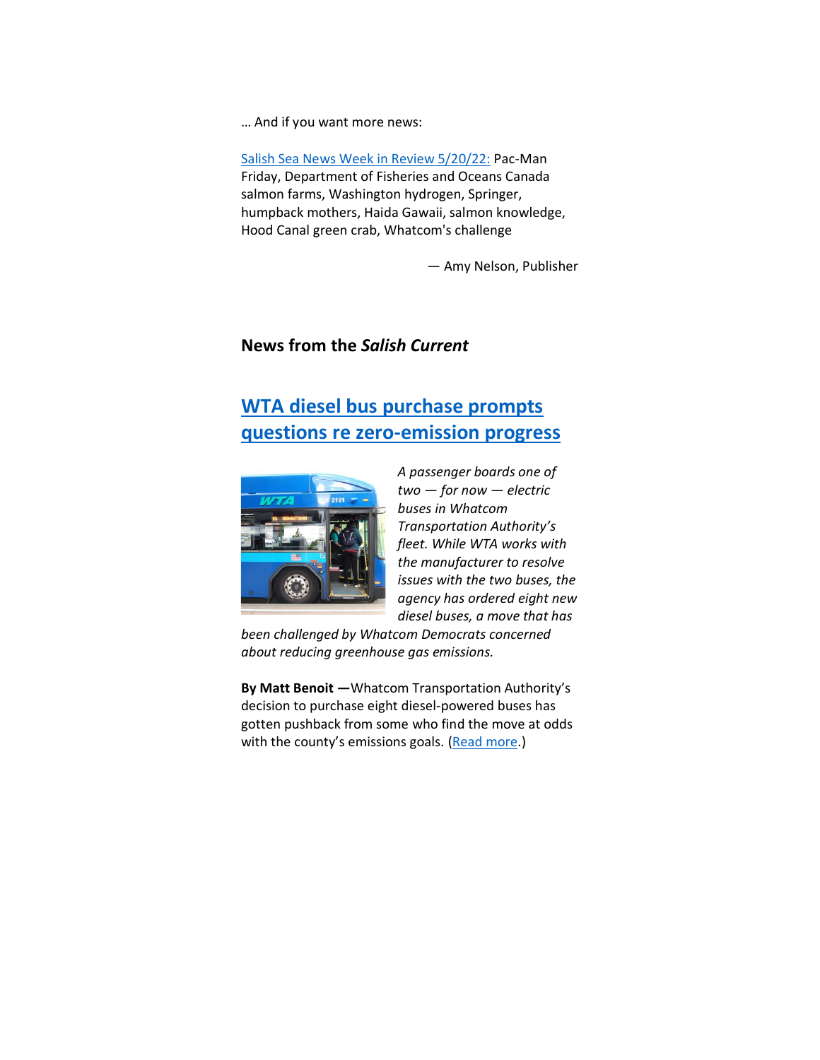… And if you want more news:

[Salish Sea News Week in Review 5/20/22:] Pac-Man Friday, Department of Fisheries and Oceans Canada salmon farms, Washington hydrogen, Springer, humpback mothers, Haida Gawaii, salmon knowledge, Hood Canal green crab, Whatcom's challenge

— Amy Nelson, Publisher

## News from the *Salish Current*

### WTA diesel bus purchase prompts questions re zero-emission progress

*A passenger boards one of two — for now — electric buses in Whatcom Transportation Authority's fleet. While WTA works with the manufacturer to resolve issues with the two buses, the agency has ordered eight new diesel buses, a move that has been challenged by Whatcom Democrats concerned about reducing greenhouse gas emissions.*

**By Matt Benoit —**Whatcom Transportation Authority's decision to purchase eight diesel-powered buses has gotten pushback from some who find the move at odds with the county's emissions goals. (Read more.)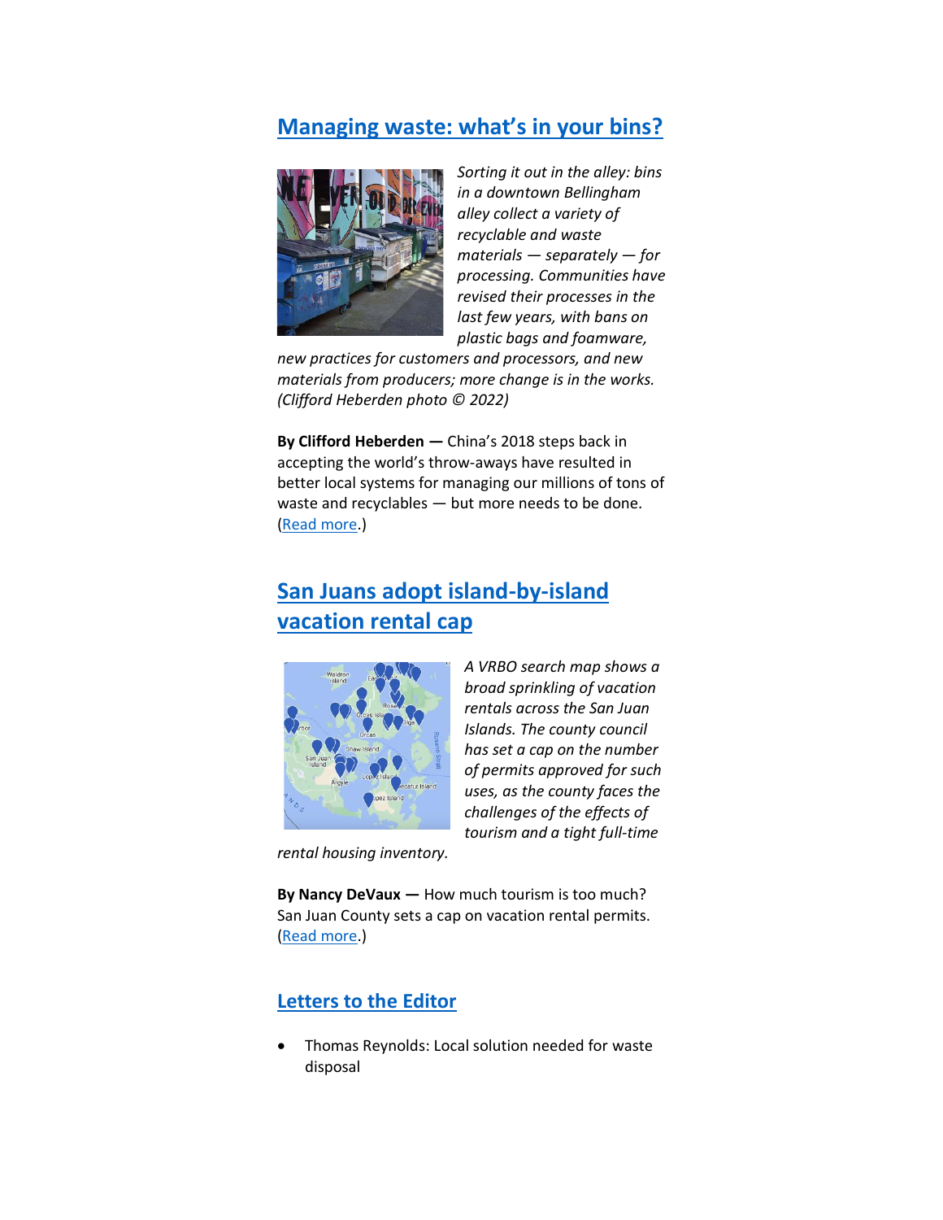## Managing waste: what's in your bins?

*Sorting it out in the alley: bins in a downtown Bellingham alley collect a variety of recyclable and waste materials — separately — for processing. Communities have revised their processes in the last few years, with bans on plastic bags and foamware, new practices for customers and processors, and new materials from producers; more change is in the works. (Clifford Heberden photo © 2022)*

**By Clifford Heberden —** China's 2018 steps back in accepting the world's throw-aways have resulted in better local systems for managing our millions of tons of waste and recyclables — but more needs to be done. (Read more.)

## San Juans adopt island-by-island vacation rental cap

*A VRBO search map shows a broad sprinkling of vacation rentals across the San Juan Islands. The county council has set a cap on the number of permits approved for such uses, as the county faces the challenges of the effects of tourism and a tight full-time rental housing inventory.*

**By Nancy DeVaux —** How much tourism is too much? San Juan County sets a cap on vacation rental permits. (Read more.)

## Letters to the Editor

- Thomas Reynolds: Local solution needed for waste disposal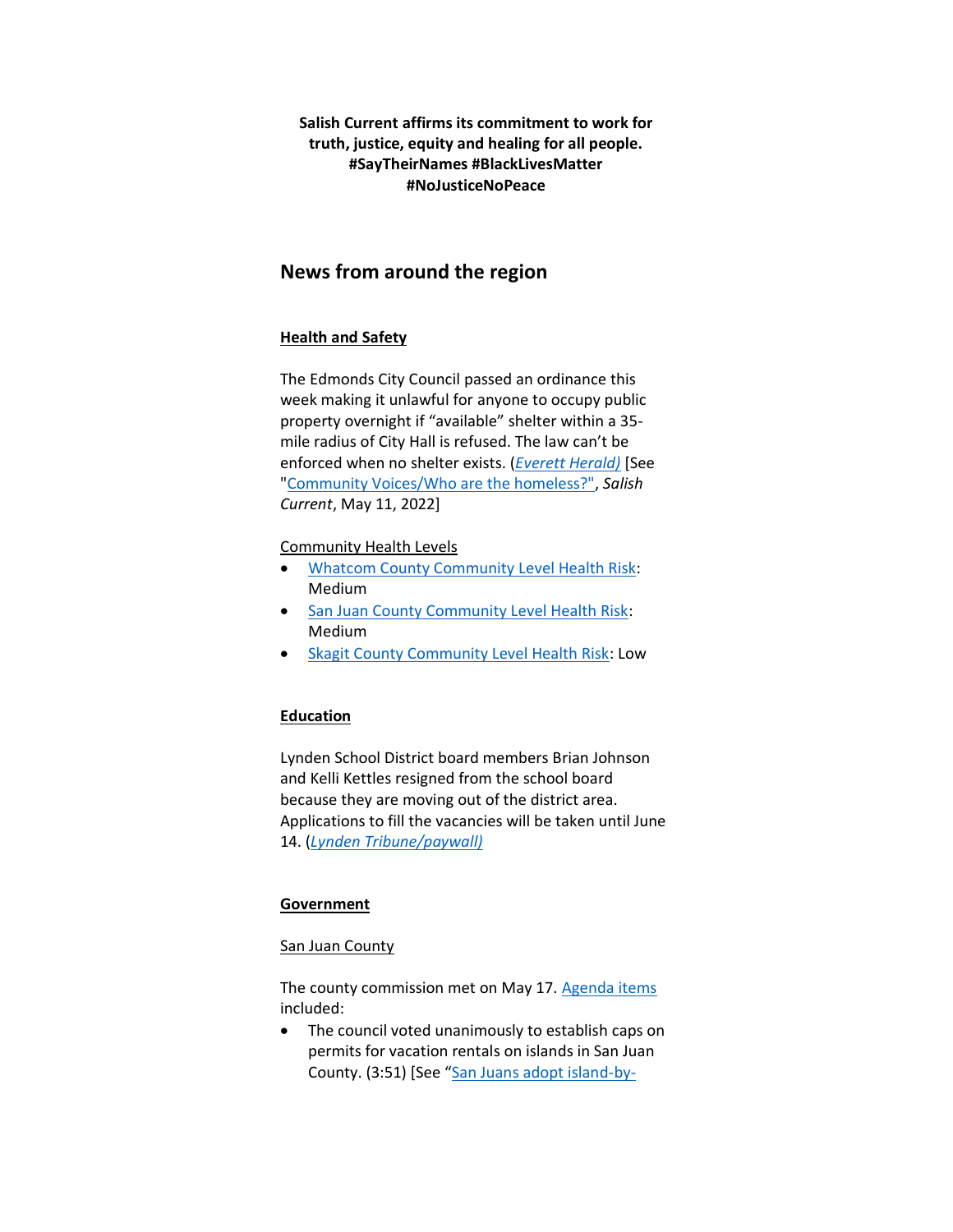**Salish Current affirms its commitment to work for truth, justice, equity and healing for all people. #SayTheirNames #BlackLivesMatter #NoJusticeNoPeace**

## News from around the region

### Health and Safety

The Edmonds City Council passed an ordinance this week making it unlawful for anyone to occupy public property overnight if "available" shelter within a 35-mile radius of City Hall is refused. The law can't be enforced when no shelter exists. (*Everett Herald)* [See "Community Voices/Who are the homeless?", *Salish Current*, May 11, 2022]

Community Health Levels

- Whatcom County Community Level Health Risk: Medium
- San Juan County Community Level Health Risk: Medium
- Skagit County Community Level Health Risk: Low

### Education

Lynden School District board members Brian Johnson and Kelli Kettles resigned from the school board because they are moving out of the district area. Applications to fill the vacancies will be taken until June 14. (*Lynden Tribune/paywall)*

### Government

San Juan County

The county commission met on May 17. Agenda items included:

- The council voted unanimously to establish caps on permits for vacation rentals on islands in San Juan County. (3:51) [See "San Juans adopt island-by-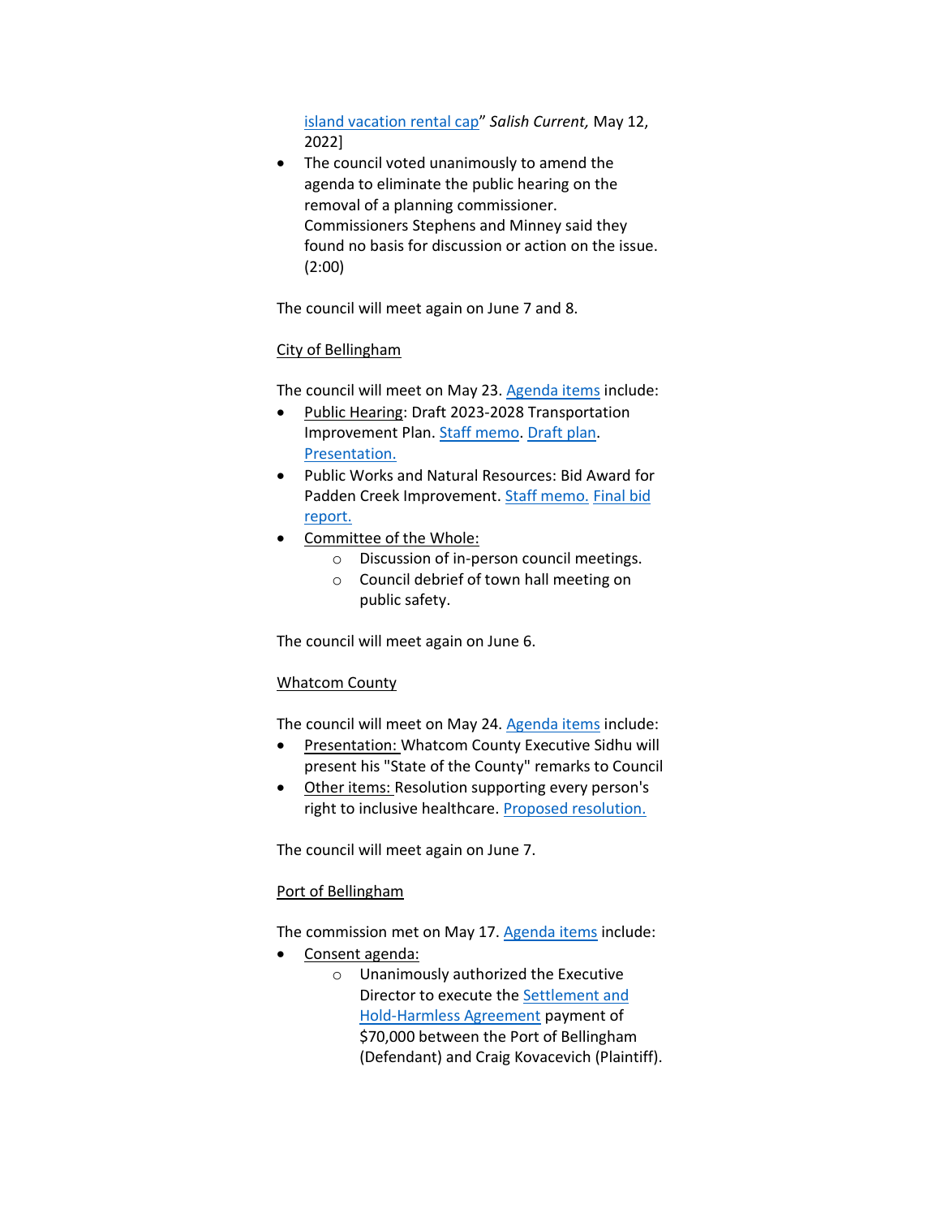island vacation rental cap" *Salish Current,* May 12, 2022]

- The council voted unanimously to amend the agenda to eliminate the public hearing on the removal of a planning commissioner. Commissioners Stephens and Minney said they found no basis for discussion or action on the issue. (2:00)

The council will meet again on June 7 and 8.

City of Bellingham

The council will meet on May 23. Agenda items include:

- Public Hearing: Draft 2023-2028 Transportation Improvement Plan. Staff memo. Draft plan. Presentation.
- Public Works and Natural Resources: Bid Award for Padden Creek Improvement. Staff memo. Final bid report.
- Committee of the Whole:
  - Discussion of in-person council meetings.
  - Council debrief of town hall meeting on public safety.

The council will meet again on June 6.

Whatcom County

The council will meet on May 24. Agenda items include:

- Presentation: Whatcom County Executive Sidhu will present his "State of the County" remarks to Council
- Other items: Resolution supporting every person's right to inclusive healthcare. Proposed resolution.

The council will meet again on June 7.

Port of Bellingham

The commission met on May 17. Agenda items include:

- Consent agenda:
  - Unanimously authorized the Executive Director to execute the Settlement and Hold-Harmless Agreement payment of $70,000 between the Port of Bellingham (Defendant) and Craig Kovacevich (Plaintiff).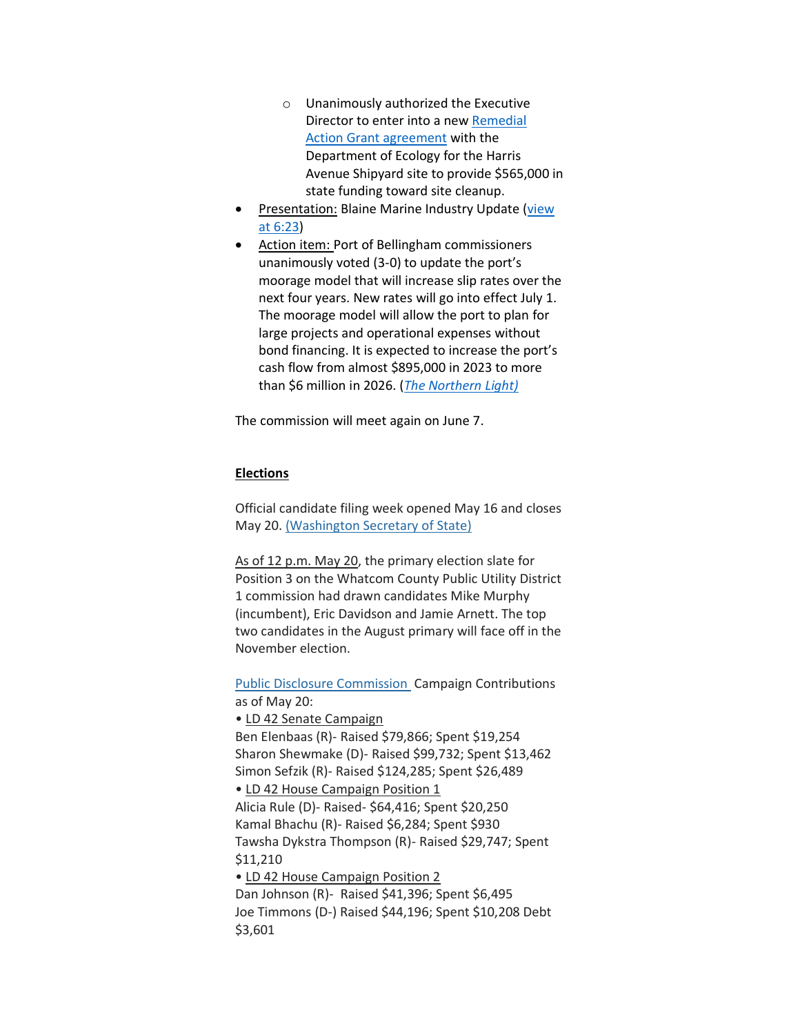- Unanimously authorized the Executive Director to enter into a new [Remedial Action Grant agreement]() with the Department of Ecology for the Harris Avenue Shipyard site to provide $565,000 in state funding toward site cleanup.
- Presentation: Blaine Marine Industry Update ([view at 6:23]())
- Action item: Port of Bellingham commissioners unanimously voted (3-0) to update the port's moorage model that will increase slip rates over the next four years. New rates will go into effect July 1. The moorage model will allow the port to plan for large projects and operational expenses without bond financing. It is expected to increase the port's cash flow from almost $895,000 in 2023 to more than $6 million in 2026. ([*The Northern Light)*]())

The commission will meet again on June 7.

**Elections**

Official candidate filing week opened May 16 and closes May 20. [(Washington Secretary of State)]()

As of 12 p.m. May 20, the primary election slate for Position 3 on the Whatcom County Public Utility District 1 commission had drawn candidates Mike Murphy (incumbent), Eric Davidson and Jamie Arnett. The top two candidates in the August primary will face off in the November election.

[Public Disclosure Commission]() Campaign Contributions as of May 20:

• LD 42 Senate Campaign
Ben Elenbaas (R)- Raised $79,866; Spent $19,254
Sharon Shewmake (D)- Raised $99,732; Spent $13,462
Simon Sefzik (R)- Raised $124,285; Spent $26,489

• LD 42 House Campaign Position 1
Alicia Rule (D)- Raised- $64,416; Spent $20,250
Kamal Bhachu (R)- Raised $6,284; Spent $930
Tawsha Dykstra Thompson (R)- Raised $29,747; Spent $11,210

• LD 42 House Campaign Position 2
Dan Johnson (R)- Raised $41,396; Spent $6,495
Joe Timmons (D-) Raised $44,196; Spent $10,208 Debt $3,601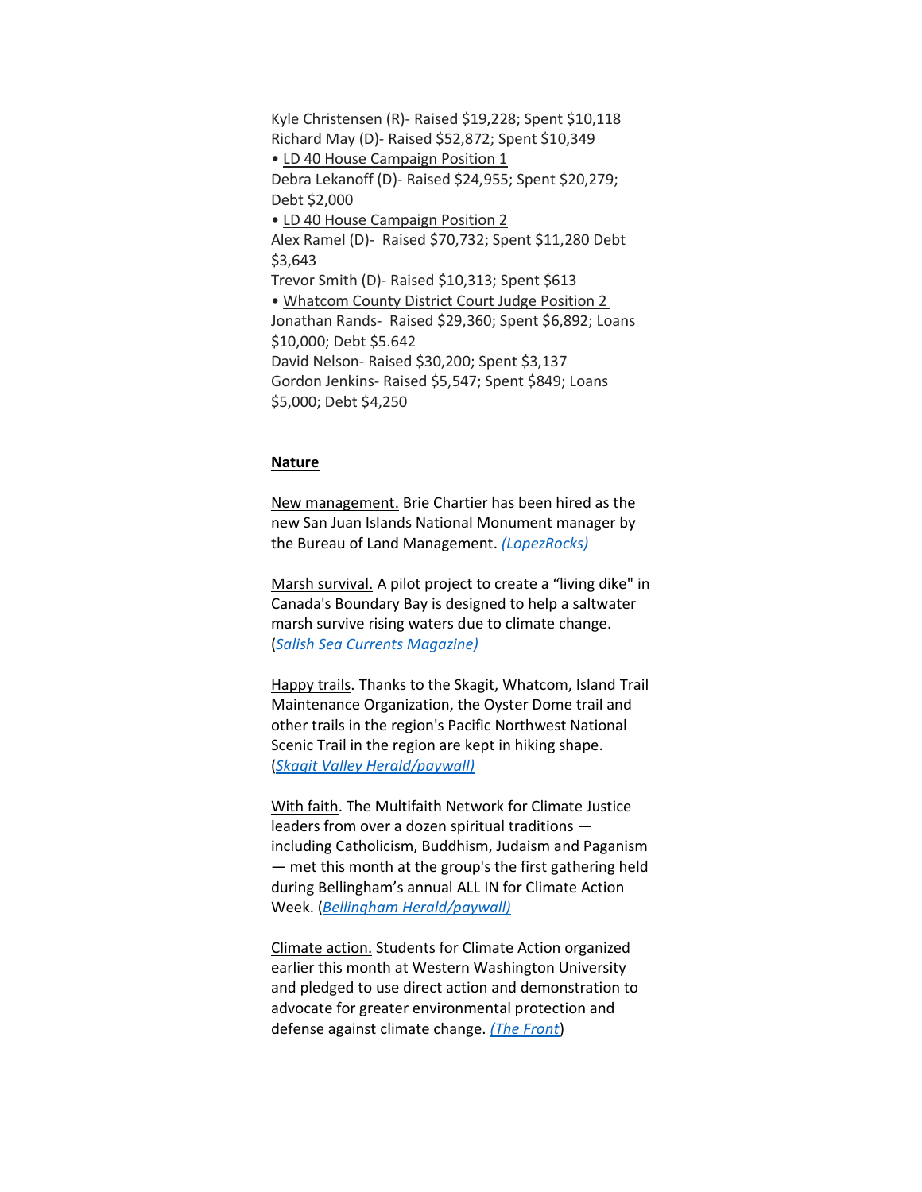Kyle Christensen (R)- Raised $19,228; Spent $10,118
Richard May (D)- Raised $52,872; Spent $10,349

- LD 40 House Campaign Position 1

Debra Lekanoff (D)- Raised $24,955; Spent $20,279; Debt $2,000

- LD 40 House Campaign Position 2

Alex Ramel (D)- Raised $70,732; Spent $11,280 Debt $3,643
Trevor Smith (D)- Raised $10,313; Spent $613

- Whatcom County District Court Judge Position 2

Jonathan Rands- Raised $29,360; Spent $6,892; Loans $10,000; Debt $5.642
David Nelson- Raised $30,200; Spent $3,137
Gordon Jenkins- Raised $5,547; Spent $849; Loans $5,000; Debt $4,250

**Nature**

New management. Brie Chartier has been hired as the new San Juan Islands National Monument manager by the Bureau of Land Management. *(LopezRocks)*

Marsh survival. A pilot project to create a "living dike" in Canada's Boundary Bay is designed to help a saltwater marsh survive rising waters due to climate change. (*Salish Sea Currents Magazine)*

Happy trails. Thanks to the Skagit, Whatcom, Island Trail Maintenance Organization, the Oyster Dome trail and other trails in the region's Pacific Northwest National Scenic Trail in the region are kept in hiking shape. (*Skagit Valley Herald/paywall)*

With faith. The Multifaith Network for Climate Justice leaders from over a dozen spiritual traditions — including Catholicism, Buddhism, Judaism and Paganism — met this month at the group's the first gathering held during Bellingham's annual ALL IN for Climate Action Week. (*Bellingham Herald/paywall)*

Climate action. Students for Climate Action organized earlier this month at Western Washington University and pledged to use direct action and demonstration to advocate for greater environmental protection and defense against climate change. *(The Front*)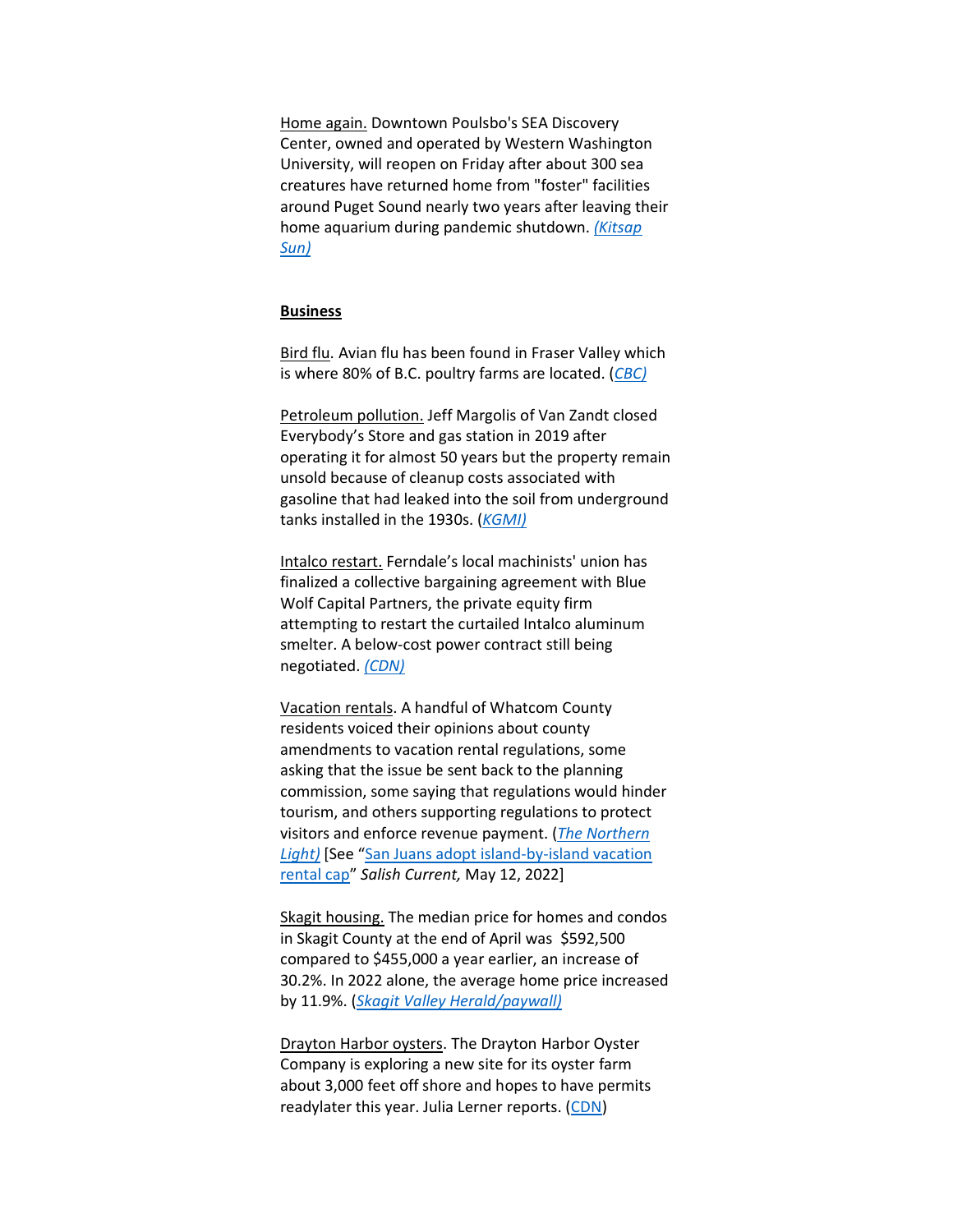Home again. Downtown Poulsbo's SEA Discovery Center, owned and operated by Western Washington University, will reopen on Friday after about 300 sea creatures have returned home from "foster" facilities around Puget Sound nearly two years after leaving their home aquarium during pandemic shutdown. *(Kitsap Sun)*

**Business**

Bird flu. Avian flu has been found in Fraser Valley which is where 80% of B.C. poultry farms are located. (*CBC)*

Petroleum pollution. Jeff Margolis of Van Zandt closed Everybody's Store and gas station in 2019 after operating it for almost 50 years but the property remain unsold because of cleanup costs associated with gasoline that had leaked into the soil from underground tanks installed in the 1930s. (*KGMI)*

Intalco restart. Ferndale's local machinists' union has finalized a collective bargaining agreement with Blue Wolf Capital Partners, the private equity firm attempting to restart the curtailed Intalco aluminum smelter. A below-cost power contract still being negotiated. *(CDN)*

Vacation rentals. A handful of Whatcom County residents voiced their opinions about county amendments to vacation rental regulations, some asking that the issue be sent back to the planning commission, some saying that regulations would hinder tourism, and others supporting regulations to protect visitors and enforce revenue payment. (*The Northern Light)* [See "San Juans adopt island-by-island vacation rental cap" *Salish Current,* May 12, 2022]

Skagit housing. The median price for homes and condos in Skagit County at the end of April was $592,500 compared to $455,000 a year earlier, an increase of 30.2%. In 2022 alone, the average home price increased by 11.9%. (*Skagit Valley Herald/paywall)*

Drayton Harbor oysters. The Drayton Harbor Oyster Company is exploring a new site for its oyster farm about 3,000 feet off shore and hopes to have permits readylater this year. Julia Lerner reports. (CDN)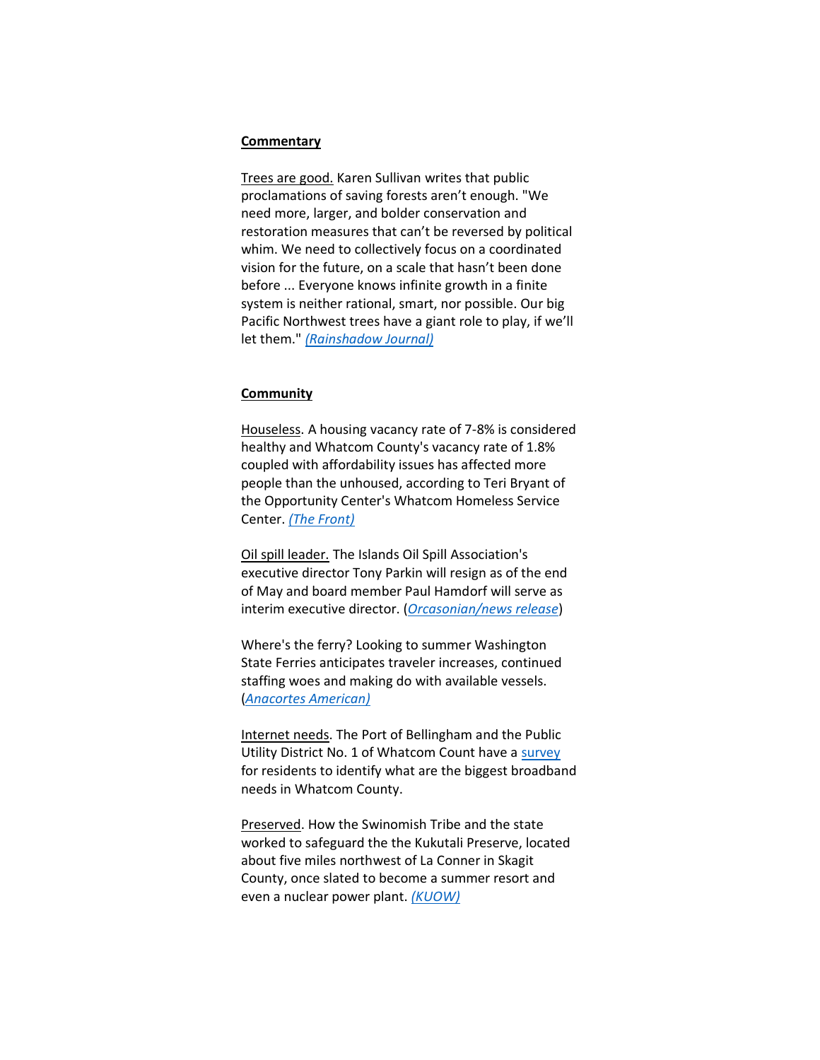**Commentary**

Trees are good. Karen Sullivan writes that public proclamations of saving forests aren't enough. "We need more, larger, and bolder conservation and restoration measures that can't be reversed by political whim. We need to collectively focus on a coordinated vision for the future, on a scale that hasn't been done before ... Everyone knows infinite growth in a finite system is neither rational, smart, nor possible. Our big Pacific Northwest trees have a giant role to play, if we'll let them." *(Rainshadow Journal)*

**Community**

Houseless. A housing vacancy rate of 7-8% is considered healthy and Whatcom County's vacancy rate of 1.8% coupled with affordability issues has affected more people than the unhoused, according to Teri Bryant of the Opportunity Center's Whatcom Homeless Service Center. *(The Front)*

Oil spill leader. The Islands Oil Spill Association's executive director Tony Parkin will resign as of the end of May and board member Paul Hamdorf will serve as interim executive director. (*Orcasonian/news release*)

Where's the ferry? Looking to summer Washington State Ferries anticipates traveler increases, continued staffing woes and making do with available vessels. (*Anacortes American)*

Internet needs. The Port of Bellingham and the Public Utility District No. 1 of Whatcom Count have a survey for residents to identify what are the biggest broadband needs in Whatcom County.

Preserved. How the Swinomish Tribe and the state worked to safeguard the the Kukutali Preserve, located about five miles northwest of La Conner in Skagit County, once slated to become a summer resort and even a nuclear power plant. *(KUOW)*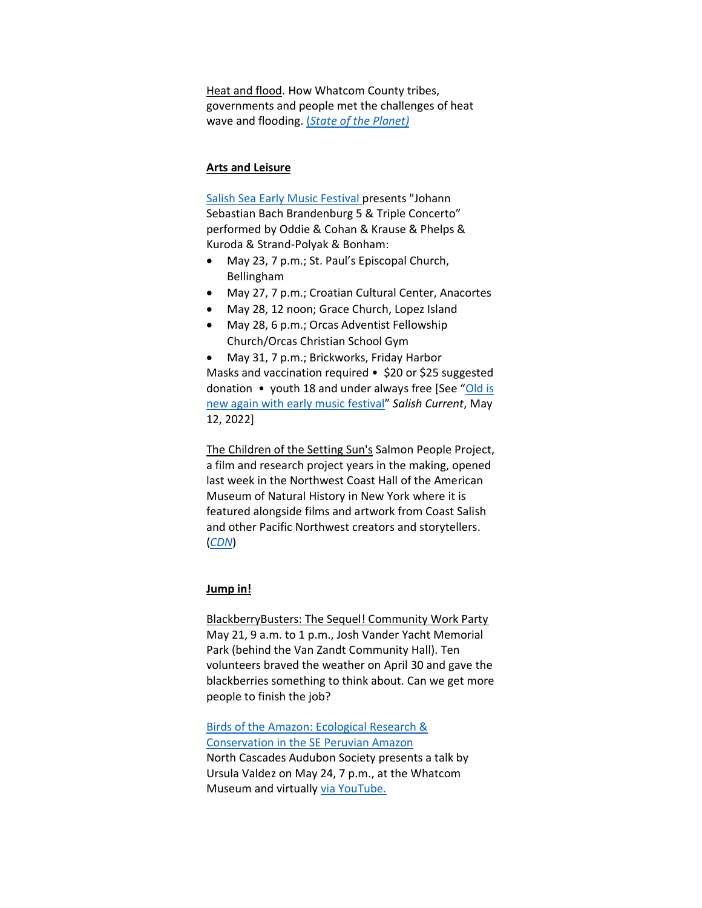Heat and flood. How Whatcom County tribes, governments and people met the challenges of heat wave and flooding. *(State of the Planet)*

**Arts and Leisure**

Salish Sea Early Music Festival presents "Johann Sebastian Bach Brandenburg 5 & Triple Concerto" performed by Oddie & Cohan & Krause & Phelps & Kuroda & Strand-Polyak & Bonham:

- May 23, 7 p.m.; St. Paul's Episcopal Church, Bellingham
- May 27, 7 p.m.; Croatian Cultural Center, Anacortes
- May 28, 12 noon; Grace Church, Lopez Island
- May 28, 6 p.m.; Orcas Adventist Fellowship Church/Orcas Christian School Gym
- May 31, 7 p.m.; Brickworks, Friday Harbor

Masks and vaccination required • $20 or $25 suggested donation • youth 18 and under always free [See "Old is new again with early music festival" *Salish Current*, May 12, 2022]

The Children of the Setting Sun's Salmon People Project, a film and research project years in the making, opened last week in the Northwest Coast Hall of the American Museum of Natural History in New York where it is featured alongside films and artwork from Coast Salish and other Pacific Northwest creators and storytellers. (*CDN*)

**Jump in!**

BlackberryBusters: The Sequel! Community Work Party May 21, 9 a.m. to 1 p.m., Josh Vander Yacht Memorial Park (behind the Van Zandt Community Hall). Ten volunteers braved the weather on April 30 and gave the blackberries something to think about. Can we get more people to finish the job?

Birds of the Amazon: Ecological Research & Conservation in the SE Peruvian Amazon
North Cascades Audubon Society presents a talk by Ursula Valdez on May 24, 7 p.m., at the Whatcom Museum and virtually via YouTube.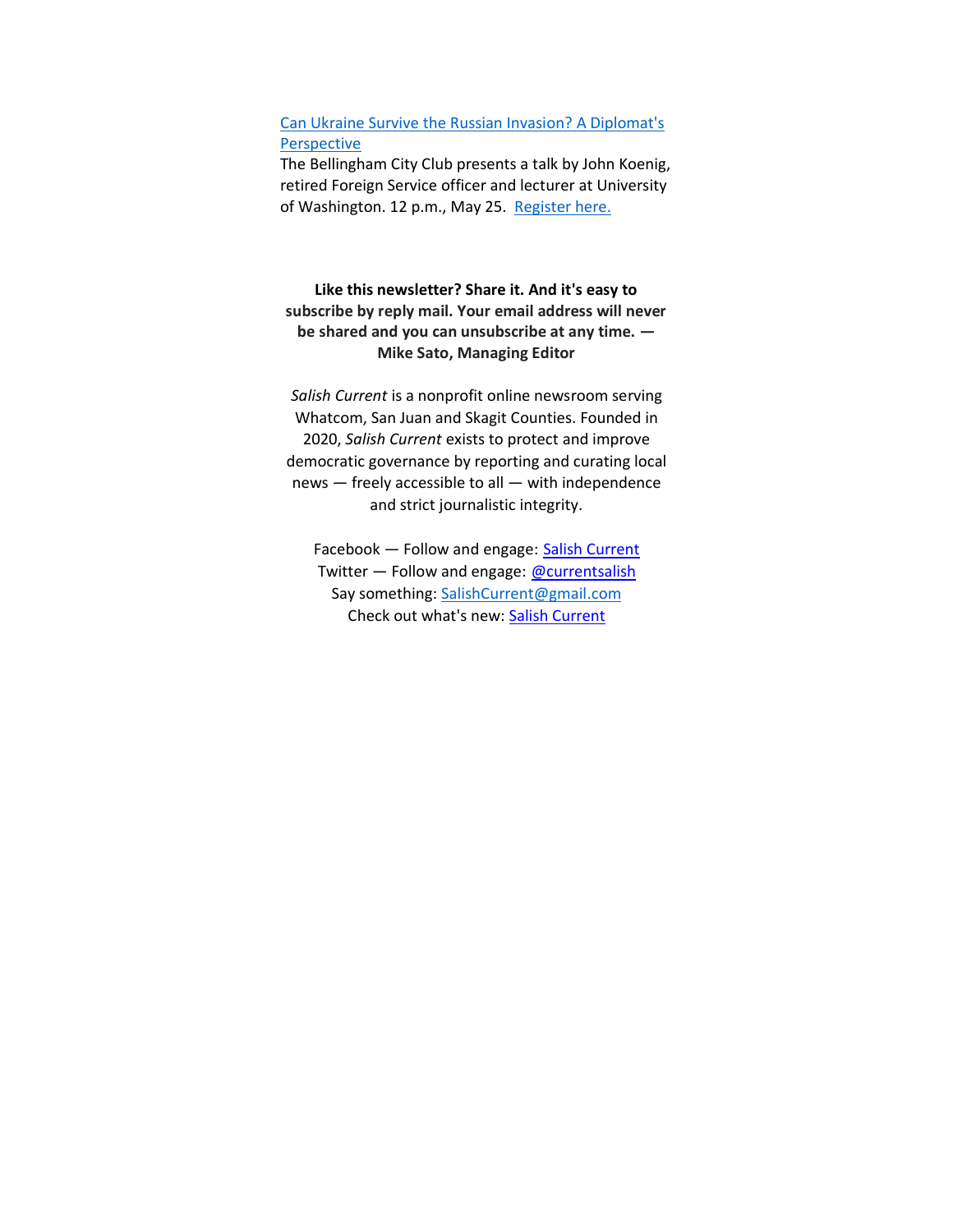Can Ukraine Survive the Russian Invasion? A Diplomat's Perspective
The Bellingham City Club presents a talk by John Koenig, retired Foreign Service officer and lecturer at University of Washington. 12 p.m., May 25. Register here.

**Like this newsletter? Share it. And it's easy to subscribe by reply mail. Your email address will never be shared and you can unsubscribe at any time. — Mike Sato, Managing Editor**

*Salish Current* is a nonprofit online newsroom serving Whatcom, San Juan and Skagit Counties. Founded in 2020, *Salish Current* exists to protect and improve democratic governance by reporting and curating local news — freely accessible to all — with independence and strict journalistic integrity.

Facebook — Follow and engage: Salish Current
Twitter — Follow and engage: @currentsalish
Say something: SalishCurrent@gmail.com
Check out what's new: Salish Current